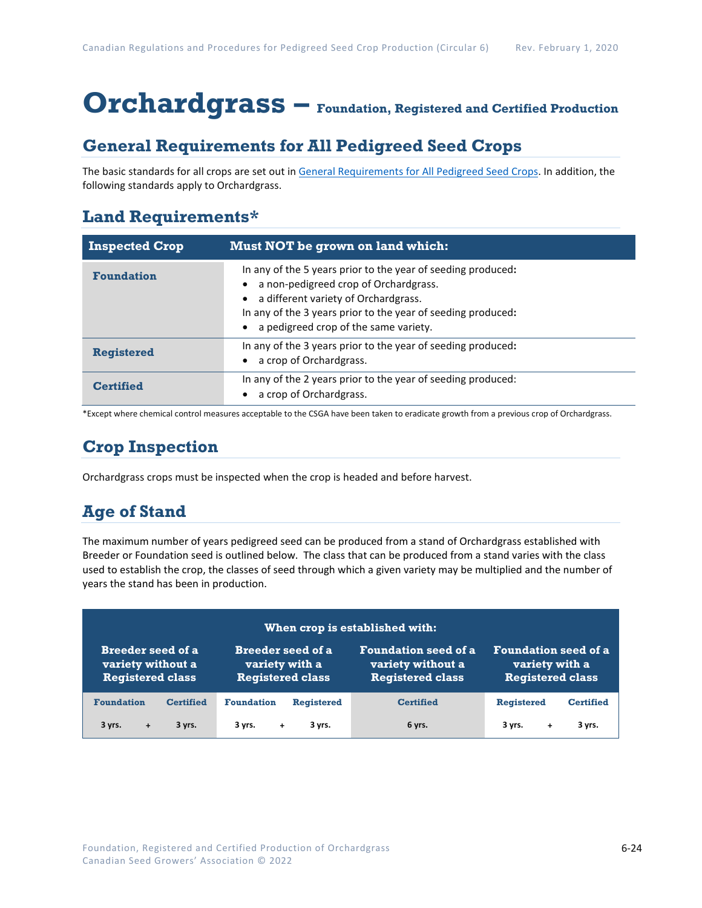# Orchardgrass – Foundation, Registered and Certified Production

## General Requirements for All Pedigreed Seed Crops

The basic standards for all crops are set out in General Requirements for All Pedigreed Seed Crops. In addition, the following standards apply to Orchardgrass.

## Land Requirements*

| Inspected Crop | Must NOT be grown on land which: |
|---|---|
| **Foundation** | In any of the 5 years prior to the year of seeding produced:<br>• a non-pedigreed crop of Orchardgrass.<br>• a different variety of Orchardgrass.<br>In any of the 3 years prior to the year of seeding produced:<br>• a pedigreed crop of the same variety. |
| **Registered** | In any of the 3 years prior to the year of seeding produced:<br>• a crop of Orchardgrass. |
| **Certified** | In any of the 2 years prior to the year of seeding produced:<br>• a crop of Orchardgrass. |

*Except where chemical control measures acceptable to the CSGA have been taken to eradicate growth from a previous crop of Orchardgrass.

## Crop Inspection

Orchardgrass crops must be inspected when the crop is headed and before harvest.

## Age of Stand

The maximum number of years pedigreed seed can be produced from a stand of Orchardgrass established with Breeder or Foundation seed is outlined below. The class that can be produced from a stand varies with the class used to establish the crop, the classes of seed through which a given variety may be multiplied and the number of years the stand has been in production.

| When crop is established with: | | | | | | | |
|---|---|---|---|---|---|---|---|
| Breeder seed of a variety without a Registered class | | Breeder seed of a variety with a Registered class | | Foundation seed of a variety without a Registered class | Foundation seed of a variety with a Registered class | | |
| Foundation | Certified | Foundation | Registered | Certified | Registered | Certified | |
| 3 yrs. + | 3 yrs. | 3 yrs. + | 3 yrs. | 6 yrs. | 3 yrs. + | 3 yrs. | |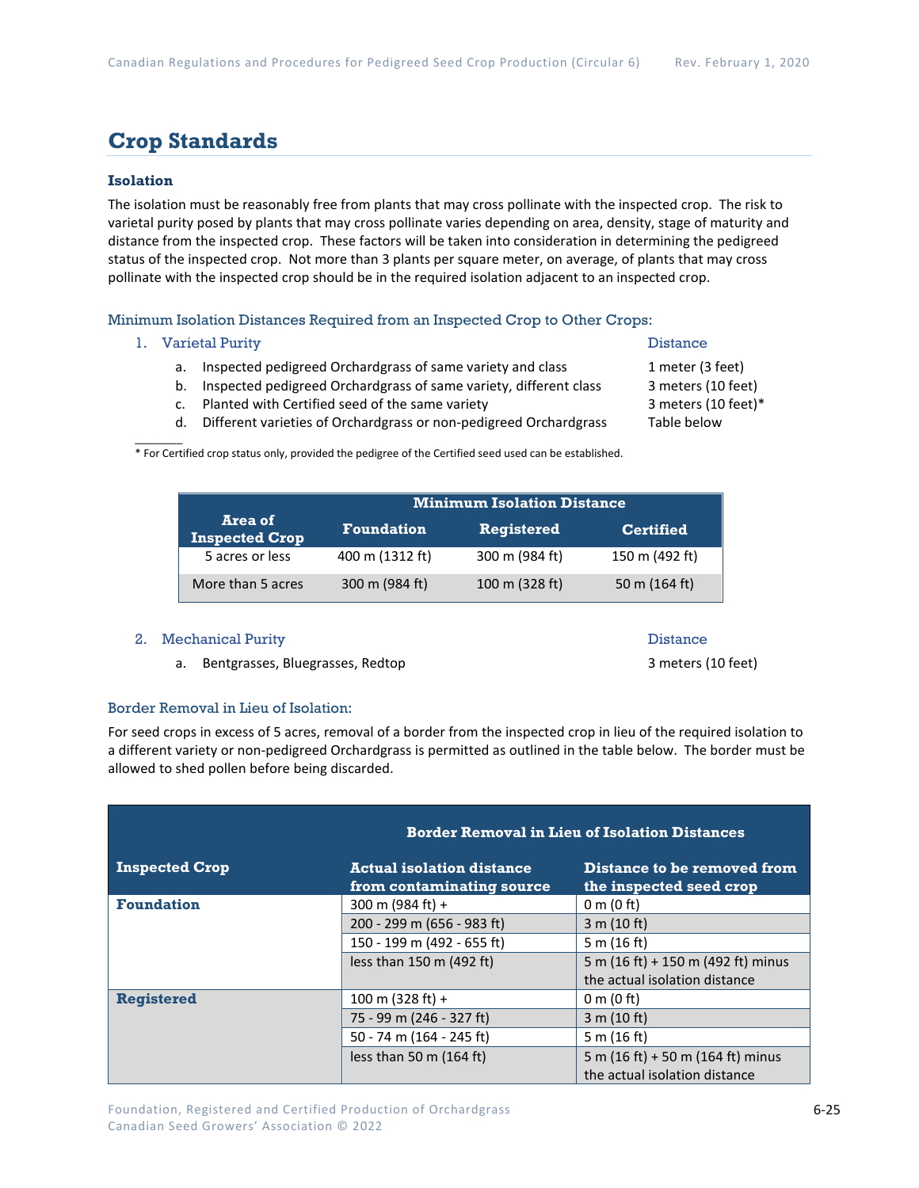## Crop Standards

### Isolation

The isolation must be reasonably free from plants that may cross pollinate with the inspected crop. The risk to varietal purity posed by plants that may cross pollinate varies depending on area, density, stage of maturity and distance from the inspected crop. These factors will be taken into consideration in determining the pedigreed status of the inspected crop. Not more than 3 plants per square meter, on average, of plants that may cross pollinate with the inspected crop should be in the required isolation adjacent to an inspected crop.

#### Minimum Isolation Distances Required from an Inspected Crop to Other Crops:

1. Varietal Purity

| | Distance |
|---|---|
| a. Inspected pedigreed Orchardgrass of same variety and class | 1 meter (3 feet) |
| b. Inspected pedigreed Orchardgrass of same variety, different class | 3 meters (10 feet) |
| c. Planted with Certified seed of the same variety | 3 meters (10 feet)* |
| d. Different varieties of Orchardgrass or non-pedigreed Orchardgrass | Table below |

\* For Certified crop status only, provided the pedigree of the Certified seed used can be established.

| Area of Inspected Crop | Minimum Isolation Distance | | |
|---|---|---|---|
| | Foundation | Registered | Certified |
| 5 acres or less | 400 m (1312 ft) | 300 m (984 ft) | 150 m (492 ft) |
| More than 5 acres | 300 m (984 ft) | 100 m (328 ft) | 50 m (164 ft) |

2. Mechanical Purity

| | Distance |
|---|---|
| a. Bentgrasses, Bluegrasses, Redtop | 3 meters (10 feet) |

#### Border Removal in Lieu of Isolation:

For seed crops in excess of 5 acres, removal of a border from the inspected crop in lieu of the required isolation to a different variety or non-pedigreed Orchardgrass is permitted as outlined in the table below. The border must be allowed to shed pollen before being discarded.

| Inspected Crop | Border Removal in Lieu of Isolation Distances | |
|---|---|---|
| | Actual isolation distance from contaminating source | Distance to be removed from the inspected seed crop |
| **Foundation** | 300 m (984 ft) + | 0 m (0 ft) |
| | 200 - 299 m (656 - 983 ft) | 3 m (10 ft) |
| | 150 - 199 m (492 - 655 ft) | 5 m (16 ft) |
| | less than 150 m (492 ft) | 5 m (16 ft) + 150 m (492 ft) minus the actual isolation distance |
| **Registered** | 100 m (328 ft) + | 0 m (0 ft) |
| | 75 - 99 m (246 - 327 ft) | 3 m (10 ft) |
| | 50 - 74 m (164 - 245 ft) | 5 m (16 ft) |
| | less than 50 m (164 ft) | 5 m (16 ft) + 50 m (164 ft) minus the actual isolation distance |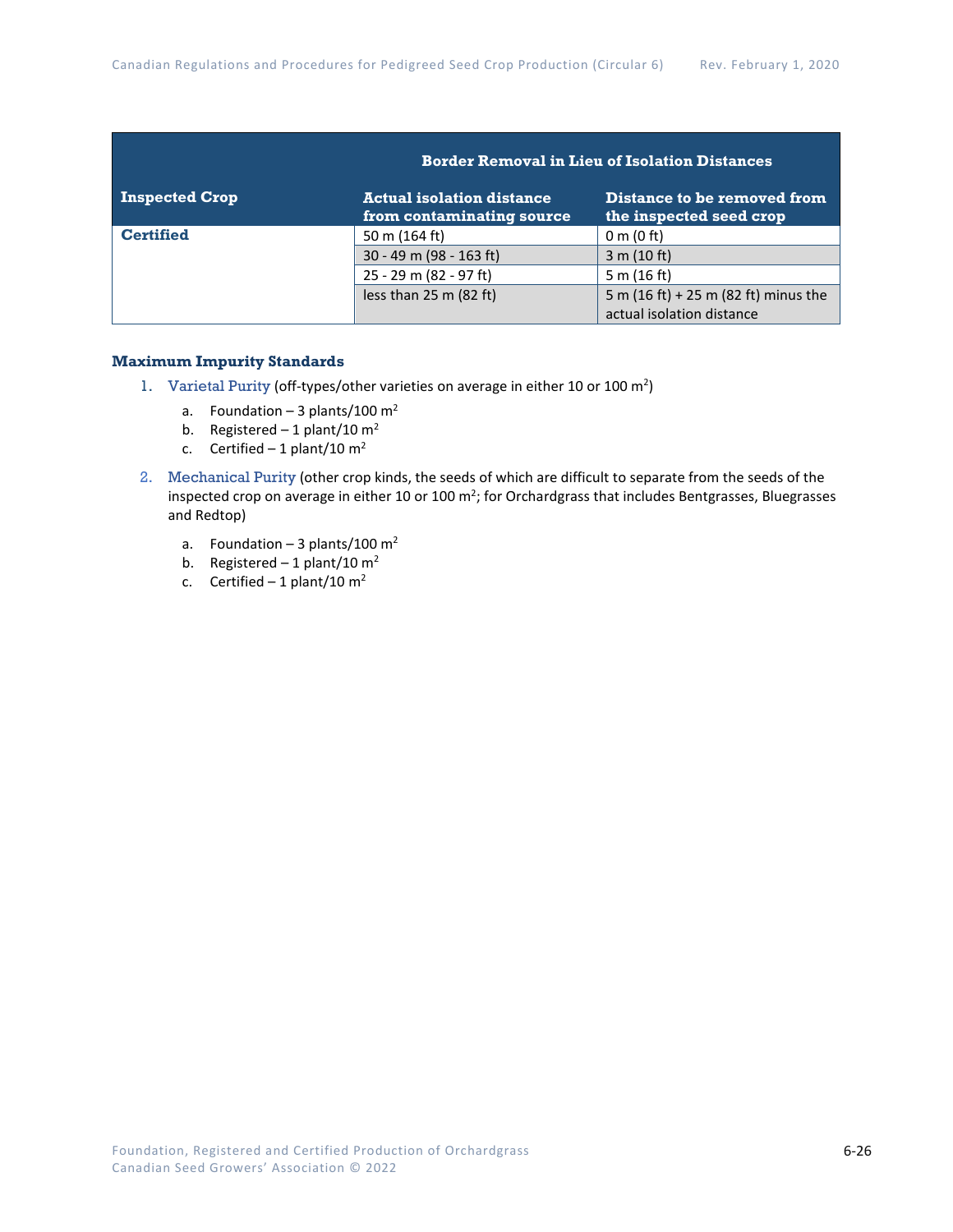| Inspected Crop | Border Removal in Lieu of Isolation Distances | |
|---|---|---|
| | **Actual isolation distance from contaminating source** | **Distance to be removed from the inspected seed crop** |
| **Certified** | 50 m (164 ft) | 0 m (0 ft) |
| | 30 - 49 m (98 - 163 ft) | 3 m (10 ft) |
| | 25 - 29 m (82 - 97 ft) | 5 m (16 ft) |
| | less than 25 m (82 ft) | 5 m (16 ft) + 25 m (82 ft) minus the actual isolation distance |

### Maximum Impurity Standards

1. Varietal Purity (off-types/other varieties on average in either 10 or 100 $m^2$)
   a. Foundation – 3 plants/100 $m^2$
   b. Registered – 1 plant/10 $m^2$
   c. Certified – 1 plant/10 $m^2$
2. Mechanical Purity (other crop kinds, the seeds of which are difficult to separate from the seeds of the inspected crop on average in either 10 or 100 $m^2$; for Orchardgrass that includes Bentgrasses, Bluegrasses and Redtop)
   a. Foundation – 3 plants/100 $m^2$
   b. Registered – 1 plant/10 $m^2$
   c. Certified – 1 plant/10 $m^2$